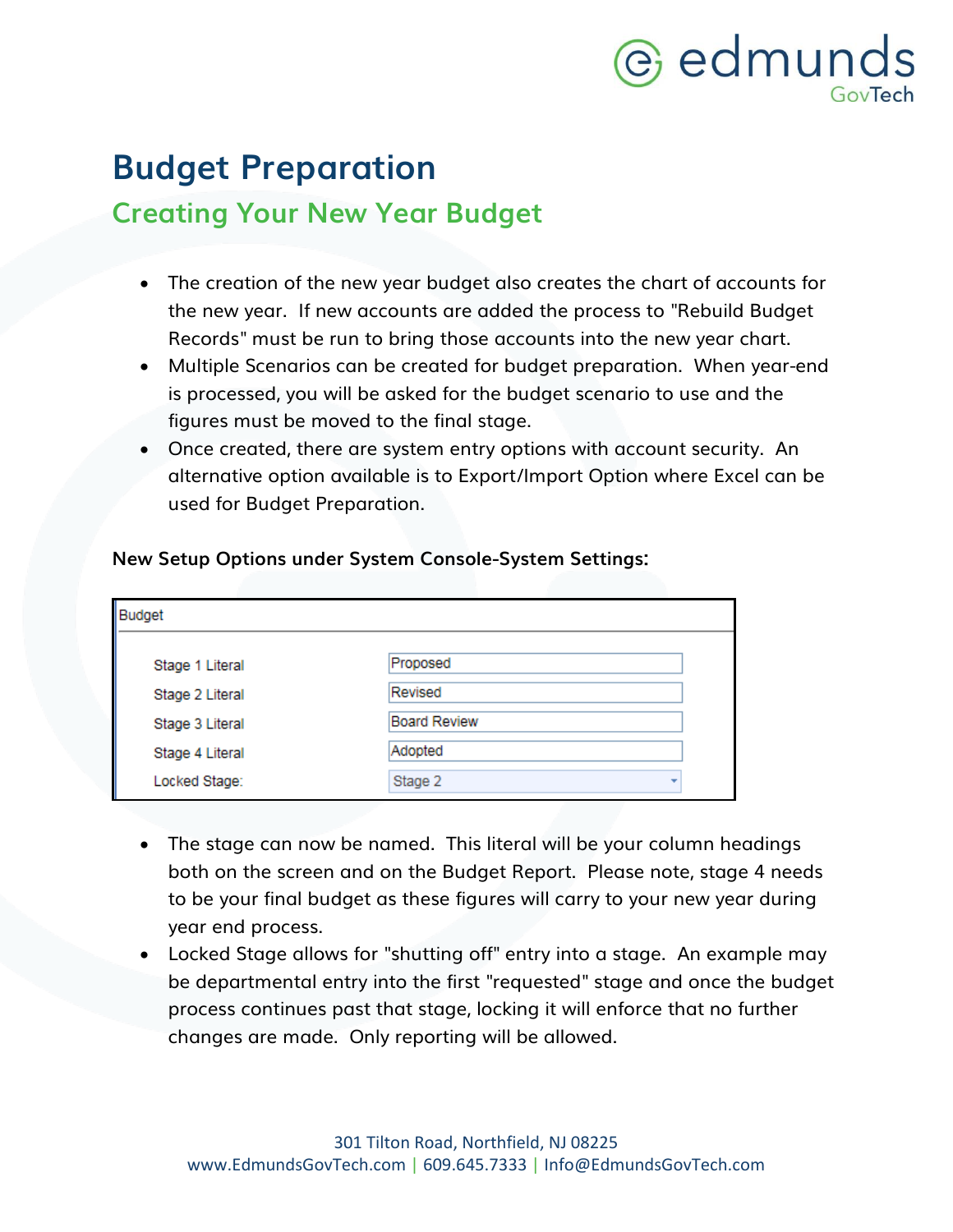# Budget Preparation

## Creating Your New Year Budget

- The creation of the new year budget also creates the chart of accounts for the new year. If new accounts are added the process to "Rebuild Budget Records" must be run to bring those accounts into the new year chart.
- Multiple Scenarios can be created for budget preparation. When year-end is processed, you will be asked for the budget scenario to use and the figures must be moved to the final stage.
- Once created, there are system entry options with account security. An alternative option available is to Export/Import Option where Excel can be used for Budget Preparation.

**New Setup Options under System Console-System Settings:**

| Budget | |
|---|---|
| Stage 1 Literal | Proposed |
| Stage 2 Literal | Revised |
| Stage 3 Literal | Board Review |
| Stage 4 Literal | Adopted |
| Locked Stage: | Stage 2 |

- The stage can now be named. This literal will be your column headings both on the screen and on the Budget Report. Please note, stage 4 needs to be your final budget as these figures will carry to your new year during year end process.
- Locked Stage allows for "shutting off" entry into a stage. An example may be departmental entry into the first "requested" stage and once the budget process continues past that stage, locking it will enforce that no further changes are made. Only reporting will be allowed.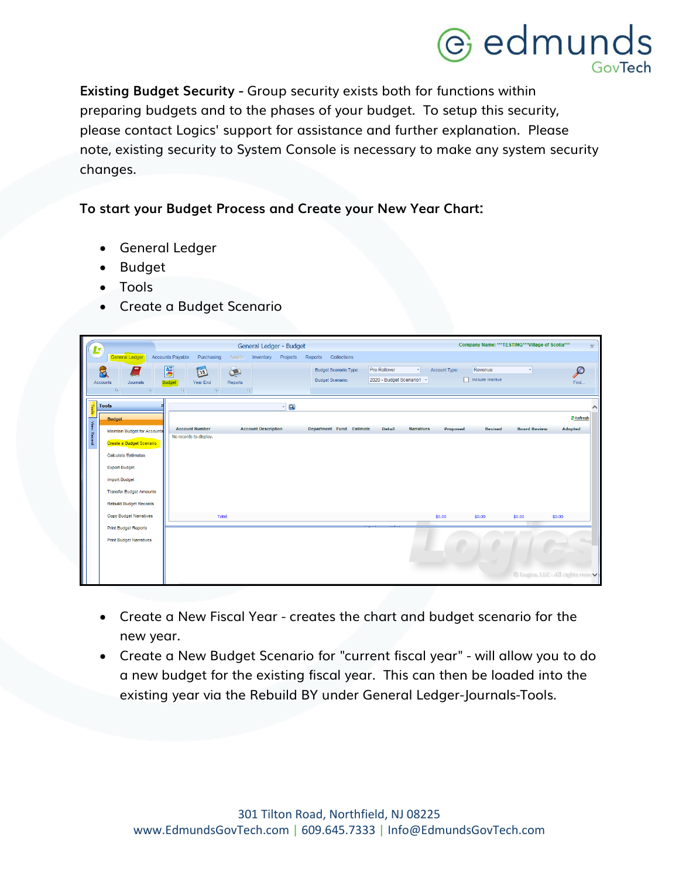**Existing Budget Security -** Group security exists both for functions within preparing budgets and to the phases of your budget. To setup this security, please contact Logics' support for assistance and further explanation. Please note, existing security to System Console is necessary to make any system security changes.

**To start your Budget Process and Create your New Year Chart:**

- General Ledger
- Budget
- Tools
- Create a Budget Scenario

- Create a New Fiscal Year - creates the chart and budget scenario for the new year.
- Create a New Budget Scenario for "current fiscal year" - will allow you to do a new budget for the existing fiscal year. This can then be loaded into the existing year via the Rebuild BY under General Ledger-Journals-Tools.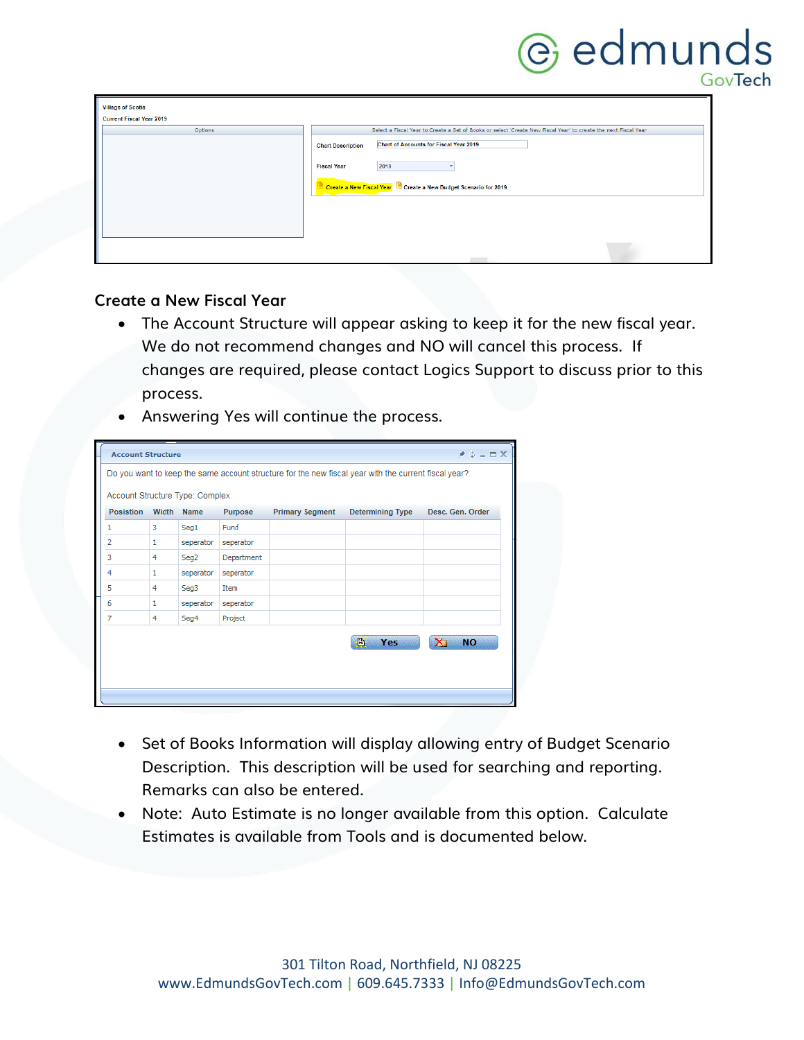## Create a New Fiscal Year

- The Account Structure will appear asking to keep it for the new fiscal year. We do not recommend changes and NO will cancel this process. If changes are required, please contact Logics Support to discuss prior to this process.
- Answering Yes will continue the process.

- Set of Books Information will display allowing entry of Budget Scenario Description. This description will be used for searching and reporting. Remarks can also be entered.
- Note: Auto Estimate is no longer available from this option. Calculate Estimates is available from Tools and is documented below.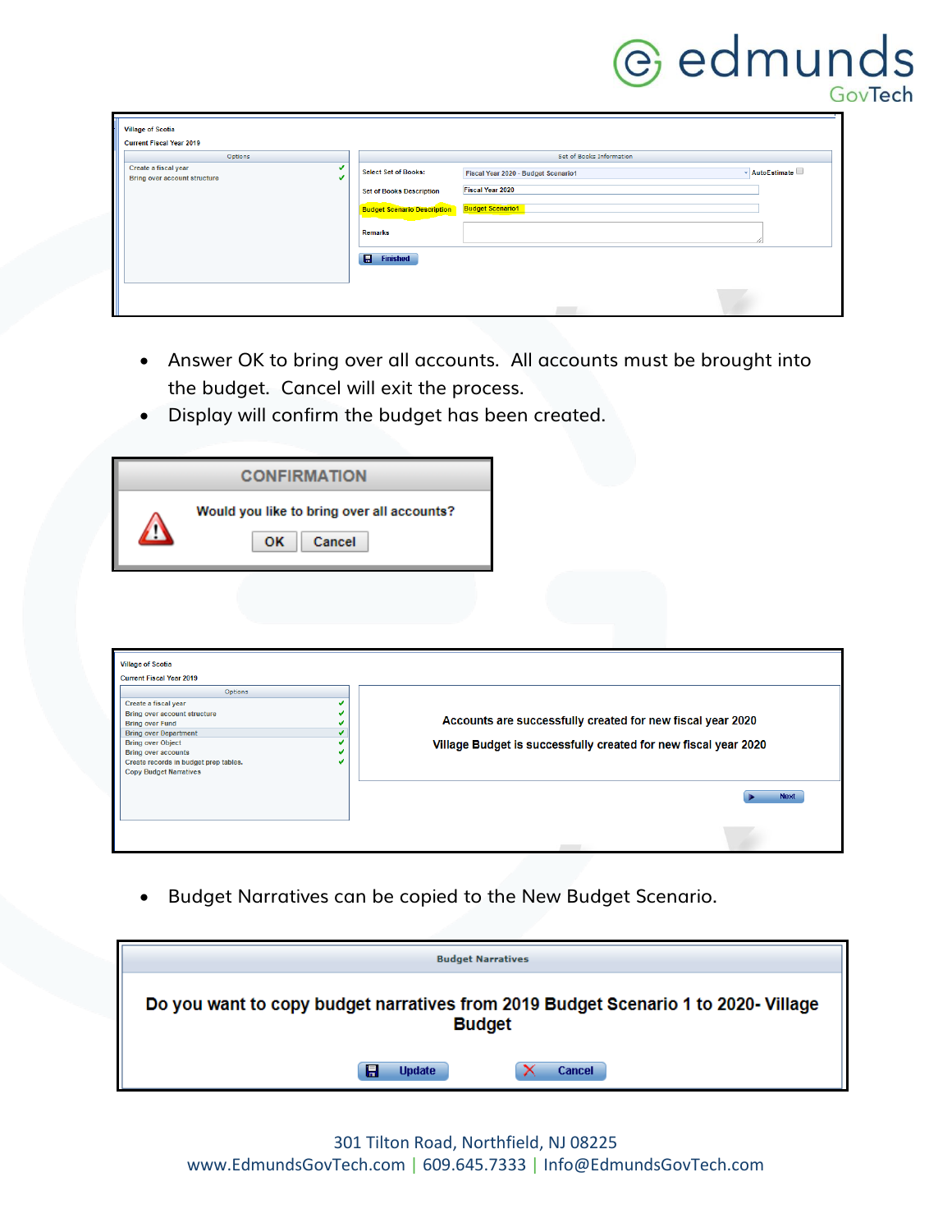Village of Scotia
Current Fiscal Year 2019

| Options | |
|---|---|
| Create a fiscal year | ✓ |
| Bring over account structure | ✓ |

Set of Books Information

| | |
|---|---|
| Select Set of Books: | Fiscal Year 2020 - Budget Scenario1 — AutoEstimate |
| Set of Books Description | Fiscal Year 2020 |
| Budget Scenario Description | Budget Scenario1 |
| Remarks | |

Finished

- Answer OK to bring over all accounts. All accounts must be brought into the budget. Cancel will exit the process.
- Display will confirm the budget has been created.

**CONFIRMATION**

Would you like to bring over all accounts?

OK | Cancel

Village of Scotia
Current Fiscal Year 2019

| Options | |
|---|---|
| Create a fiscal year | ✓ |
| Bring over account structure | ✓ |
| Bring over Fund | ✓ |
| Bring over Department | ✓ |
| Bring over Object | ✓ |
| Bring over accounts | ✓ |
| Create records in budget prep tables. | ✓ |
| Copy Budget Narratives | |

Accounts are successfully created for new fiscal year 2020

Village Budget is successfully created for new fiscal year 2020

Next

- Budget Narratives can be copied to the New Budget Scenario.

**Budget Narratives**

**Do you want to copy budget narratives from 2019 Budget Scenario 1 to 2020- Village Budget**

Update | Cancel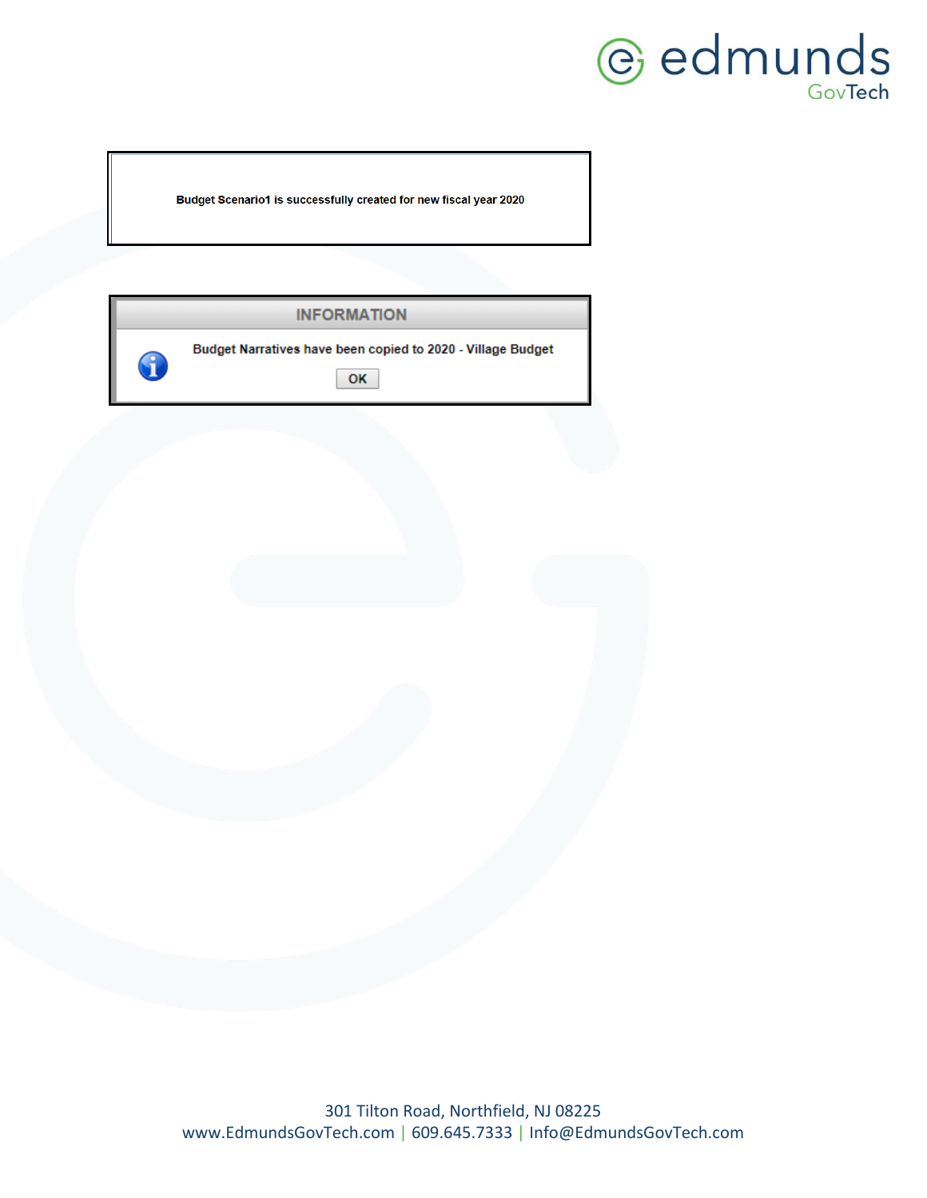Budget Scenario1 is successfully created for new fiscal year 2020

**INFORMATION**

Budget Narratives have been copied to 2020 - Village Budget

OK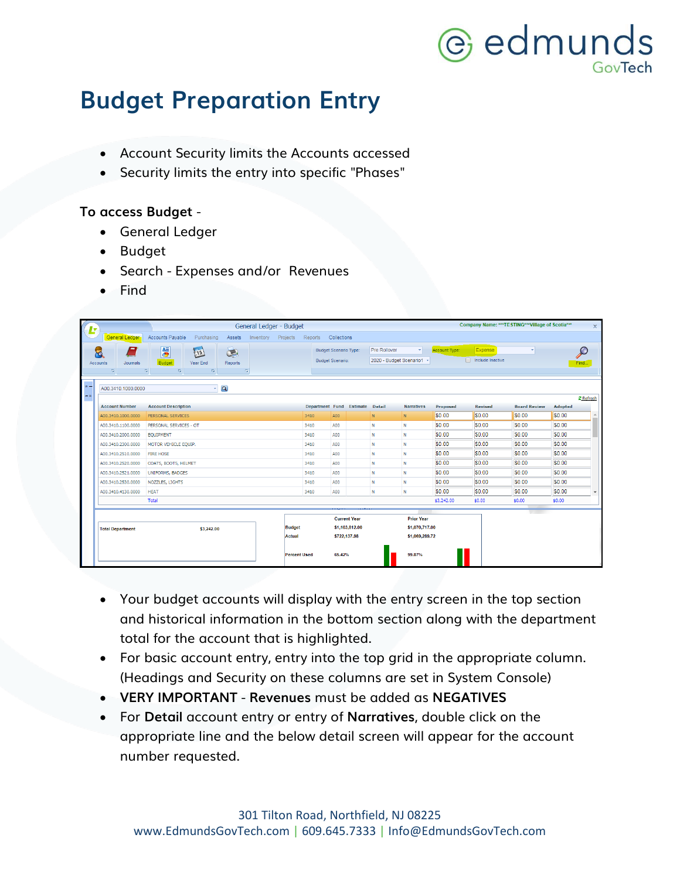# Budget Preparation Entry

- Account Security limits the Accounts accessed
- Security limits the entry into specific "Phases"

**To access Budget** -

- General Ledger
- Budget
- Search - Expenses and/or Revenues
- Find

- Your budget accounts will display with the entry screen in the top section and historical information in the bottom section along with the department total for the account that is highlighted.
- For basic account entry, entry into the top grid in the appropriate column. (Headings and Security on these columns are set in System Console)
- **VERY IMPORTANT** - **Revenues** must be added as **NEGATIVES**
- For **Detail** account entry or entry of **Narratives**, double click on the appropriate line and the below detail screen will appear for the account number requested.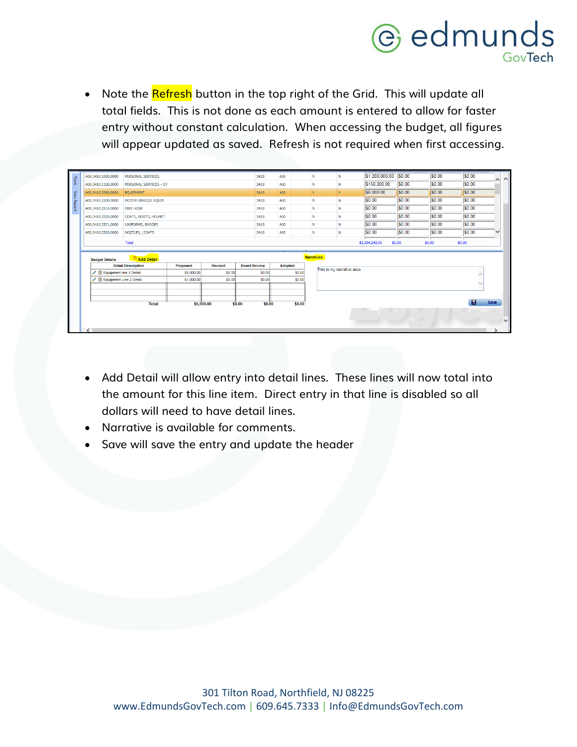- Note the Refresh button in the top right of the Grid. This will update all total fields. This is not done as each amount is entered to allow for faster entry without constant calculation. When accessing the budget, all figures will appear updated as saved. Refresh is not required when first accessing.

| | | | | | | | | | |
|---|---|---|---|---|---|---|---|---|---|
| A00.3410.1000.0000 | PERSONAL SERVICES | 3410 | A00 | N | N | $1,200,000.00 | $0.00 | $0.00 | $0.00 |
| A00.3410.1100.0000 | PERSONAL SERVICES - OT | 3410 | A00 | N | N | $150,000.00 | $0.00 | $0.00 | $0.00 |
| A00.3410.2000.0000 | EQUIPMENT | 3410 | A00 | Y | Y | $6,000.00 | $0.00 | $0.00 | $0.00 |
| A00.3410.2300.0000 | MOTOR VEHICLE EQUIP. | 3410 | A00 | N | N | $0.00 | $0.00 | $0.00 | $0.00 |
| A00.3410.2510.0000 | FIRE HOSE | 3410 | A00 | N | N | $0.00 | $0.00 | $0.00 | $0.00 |
| A00.3410.2520.0000 | COATS, BOOTS, HELMET | 3410 | A00 | N | N | $0.00 | $0.00 | $0.00 | $0.00 |
| A00.3410.2521.0000 | UNIFORMS, BADGES | 3410 | A00 | N | N | $0.00 | $0.00 | $0.00 | $0.00 |
| A00.3410.2530.0000 | NOZZLES, LIGHTS | 3410 | A00 | N | N | $0.00 | $0.00 | $0.00 | $0.00 |
| | Total | | | | | $1,364,242.00 | $0.00 | $0.00 | $0.00 |

Budget Details — Add Detail

| Detail Description | Proposed | Revised | Board Review | Adopted |
|---|---|---|---|---|
| Equipment line 1 Detail | $5,000.00 | $0.00 | $0.00 | $0.00 |
| Equipment Line 2 Detail | $1,000.00 | $0.00 | $0.00 | $0.00 |
| Total | $6,000.00 | $0.00 | $0.00 | $0.00 |

Narratives: This is my narrative area

Save

- Add Detail will allow entry into detail lines. These lines will now total into the amount for this line item. Direct entry in that line is disabled so all dollars will need to have detail lines.
- Narrative is available for comments.
- Save will save the entry and update the header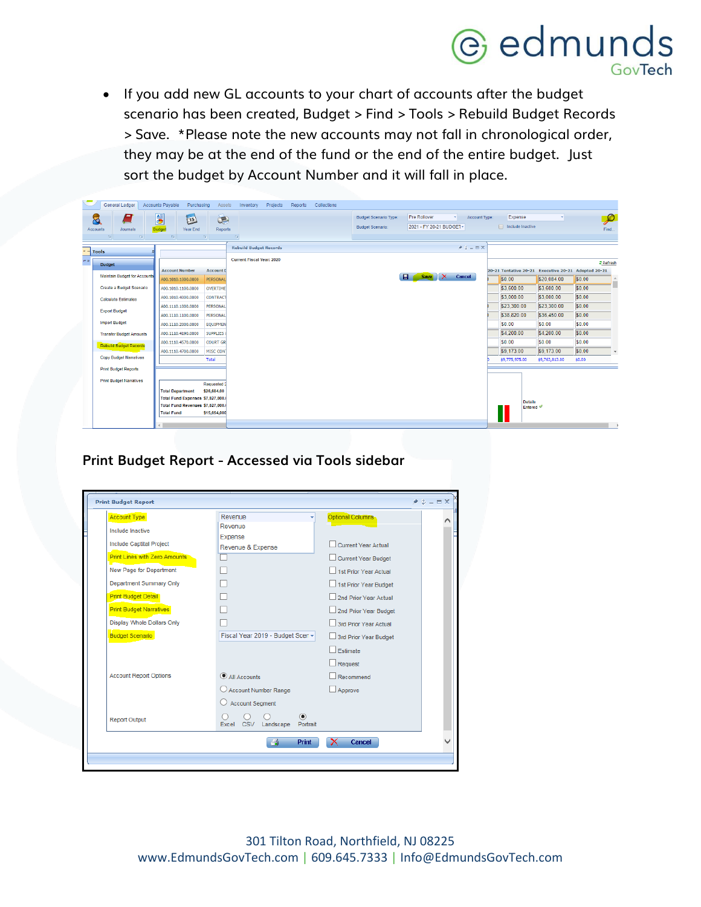- If you add new GL accounts to your chart of accounts after the budget scenario has been created, Budget > Find > Tools > Rebuild Budget Records > Save. *Please note the new accounts may not fall in chronological order, they may be at the end of the fund or the end of the entire budget. Just sort the budget by Account Number and it will fall in place.

**Print Budget Report - Accessed via Tools sidebar**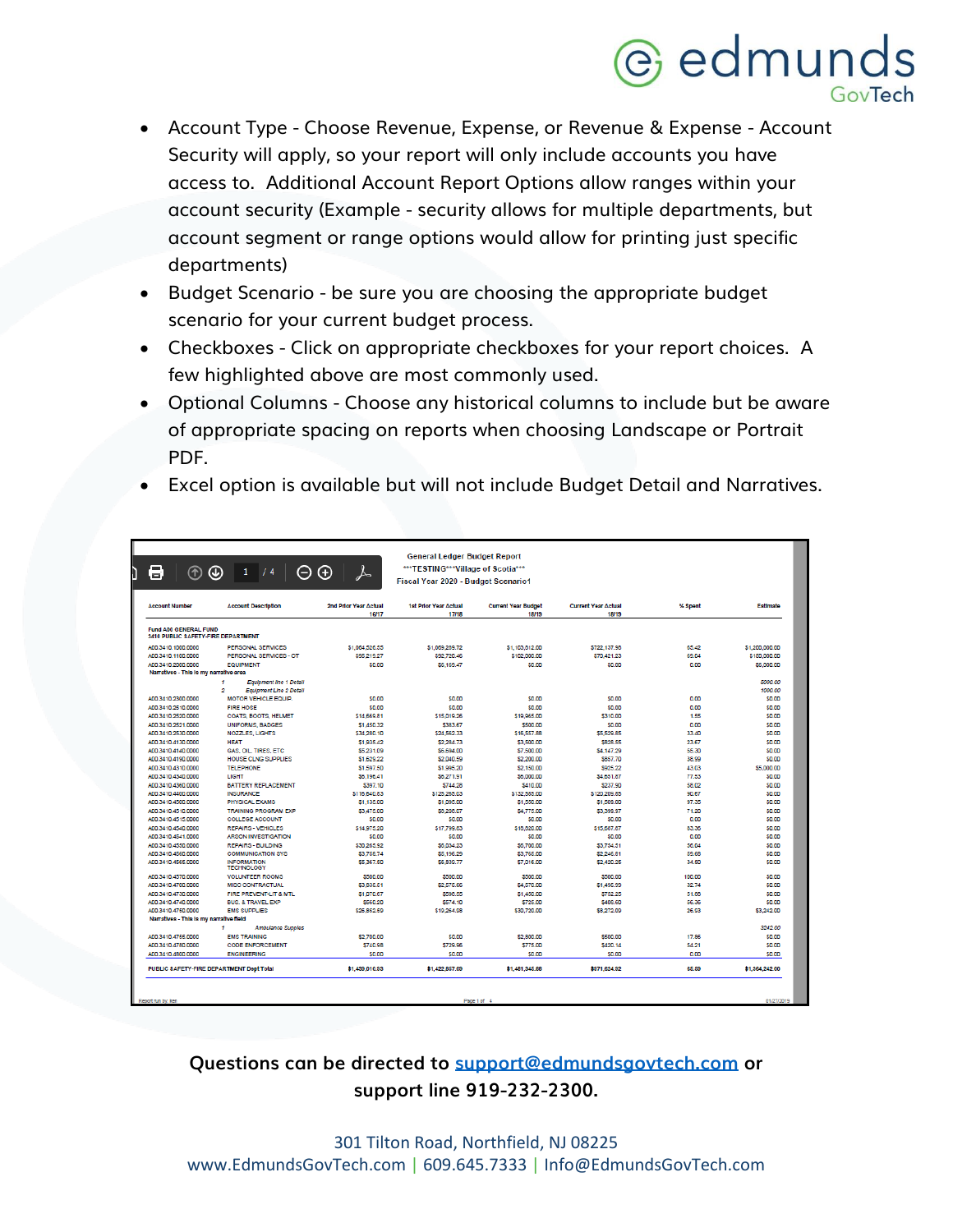- Account Type - Choose Revenue, Expense, or Revenue & Expense - Account Security will apply, so your report will only include accounts you have access to. Additional Account Report Options allow ranges within your account security (Example - security allows for multiple departments, but account segment or range options would allow for printing just specific departments)
- Budget Scenario - be sure you are choosing the appropriate budget scenario for your current budget process.
- Checkboxes - Click on appropriate checkboxes for your report choices. A few highlighted above are most commonly used.
- Optional Columns - Choose any historical columns to include but be aware of appropriate spacing on reports when choosing Landscape or Portrait PDF.
- Excel option is available but will not include Budget Detail and Narratives.

**Questions can be directed to support@edmundsgovtech.com or support line 919-232-2300.**

301 Tilton Road, Northfield, NJ 08225
www.EdmundsGovTech.com | 609.645.7333 | Info@EdmundsGovTech.com